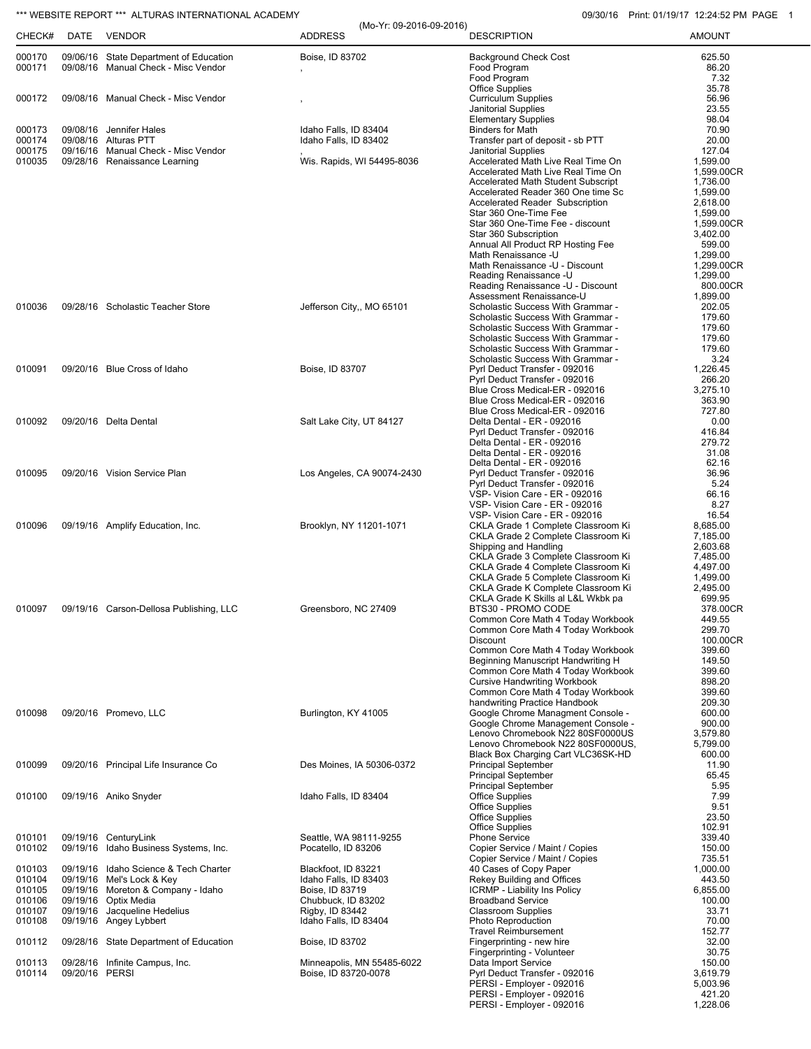*** WEBSITE REPORT *** ALTURAS INTERNATIONAL ACADEMY

(Mo-Yr: 09-2016-09-2016)

09/30/16 Print: 01/19/17 12:24:52 PM

| CHECK# | DATE | VENDOR | ADDRESS | DESCRIPTION | AMOUNT |
|---|---|---|---|---|---|
| 000170 | 09/06/16 | State Department of Education | Boise, ID 83702 | Background Check Cost | 625.50 |
| 000171 | 09/08/16 | Manual Check - Misc Vendor | , | Food Program | 86.20 |
| | | | | Food Program | 7.32 |
| | | | | Office Supplies | 35.78 |
| 000172 | 09/08/16 | Manual Check - Misc Vendor | , | Curriculum Supplies | 56.96 |
| | | | | Janitorial Supplies | 23.55 |
| | | | | Elementary Supplies | 98.04 |
| 000173 | 09/08/16 | Jennifer Hales | Idaho Falls, ID 83404 | Binders for Math | 70.90 |
| 000174 | 09/08/16 | Alturas PTT | Idaho Falls, ID 83402 | Transfer part of deposit - sb PTT | 20.00 |
| 000175 | 09/16/16 | Manual Check - Misc Vendor | , | Janitorial Supplies | 127.04 |
| 010035 | 09/28/16 | Renaissance Learning | Wis. Rapids, WI 54495-8036 | Accelerated Math Live Real Time On | 1,599.00 |
| | | | | Accelerated Math Live Real Time On | 1,599.00CR |
| | | | | Accelerated Math Student Subscript | 1,736.00 |
| | | | | Accelerated Reader 360 One time Sc | 1,599.00 |
| | | | | Accelerated Reader Subscription | 2,618.00 |
| | | | | Star 360 One-Time Fee | 1,599.00 |
| | | | | Star 360 One-Time Fee - discount | 1,599.00CR |
| | | | | Star 360 Subscription | 3,402.00 |
| | | | | Annual All Product RP Hosting Fee | 599.00 |
| | | | | Math Renaissance -U | 1,299.00 |
| | | | | Math Renaissance -U - Discount | 1,299.00CR |
| | | | | Reading Renaissance -U | 1,299.00 |
| | | | | Reading Renaissance -U - Discount | 800.00CR |
| | | | | Assessment Renaissance-U | 1,899.00 |
| 010036 | 09/28/16 | Scholastic Teacher Store | Jefferson City,, MO 65101 | Scholastic Success With Grammar - | 202.05 |
| | | | | Scholastic Success With Grammar - | 179.60 |
| | | | | Scholastic Success With Grammar - | 179.60 |
| | | | | Scholastic Success With Grammar - | 179.60 |
| | | | | Scholastic Success With Grammar - | 179.60 |
| | | | | Scholastic Success With Grammar - | 3.24 |
| 010091 | 09/20/16 | Blue Cross of Idaho | Boise, ID 83707 | Pyrl Deduct Transfer - 092016 | 1,226.45 |
| | | | | Pyrl Deduct Transfer - 092016 | 266.20 |
| | | | | Blue Cross Medical-ER - 092016 | 3,275.10 |
| | | | | Blue Cross Medical-ER - 092016 | 363.90 |
| | | | | Blue Cross Medical-ER - 092016 | 727.80 |
| 010092 | 09/20/16 | Delta Dental | Salt Lake City, UT 84127 | Delta Dental - ER - 092016 | 0.00 |
| | | | | Pyrl Deduct Transfer - 092016 | 416.84 |
| | | | | Delta Dental - ER - 092016 | 279.72 |
| | | | | Delta Dental - ER - 092016 | 31.08 |
| | | | | Delta Dental - ER - 092016 | 62.16 |
| 010095 | 09/20/16 | Vision Service Plan | Los Angeles, CA 90074-2430 | Pyrl Deduct Transfer - 092016 | 36.96 |
| | | | | Pyrl Deduct Transfer - 092016 | 5.24 |
| | | | | VSP- Vision Care - ER - 092016 | 66.16 |
| | | | | VSP- Vision Care - ER - 092016 | 8.27 |
| | | | | VSP- Vision Care - ER - 092016 | 16.54 |
| 010096 | 09/19/16 | Amplify Education, Inc. | Brooklyn, NY 11201-1071 | CKLA Grade 1 Complete Classroom Ki | 8,685.00 |
| | | | | CKLA Grade 2 Complete Classroom Ki | 7,185.00 |
| | | | | Shipping and Handling | 2,603.68 |
| | | | | CKLA Grade 3 Complete Classroom Ki | 7,485.00 |
| | | | | CKLA Grade 4 Complete Classroom Ki | 4,497.00 |
| | | | | CKLA Grade 5 Complete Classroom Ki | 1,499.00 |
| | | | | CKLA Grade K Complete Classroom Ki | 2,495.00 |
| | | | | CKLA Grade K Skills al L&L Wkbk pa | 699.95 |
| 010097 | 09/19/16 | Carson-Dellosa Publishing, LLC | Greensboro, NC 27409 | BTS30 - PROMO CODE | 378.00CR |
| | | | | Common Core Math 4 Today Workbook | 449.55 |
| | | | | Common Core Math 4 Today Workbook | 299.70 |
| | | | | Discount | 100.00CR |
| | | | | Common Core Math 4 Today Workbook | 399.60 |
| | | | | Beginning Manuscript Handwriting H | 149.50 |
| | | | | Common Core Math 4 Today Workbook | 399.60 |
| | | | | Cursive Handwriting Workbook | 898.20 |
| | | | | Common Core Math 4 Today Workbook | 399.60 |
| | | | | handwriting Practice Handbook | 209.30 |
| 010098 | 09/20/16 | Promevo, LLC | Burlington, KY 41005 | Google Chrome Managment Console - | 600.00 |
| | | | | Google Chrome Management Console - | 900.00 |
| | | | | Lenovo Chromebook N22 80SF0000US | 3,579.80 |
| | | | | Lenovo Chromebook N22 80SF0000US, | 5,799.00 |
| | | | | Black Box Charging Cart VLC36SK-HD | 600.00 |
| 010099 | 09/20/16 | Principal Life Insurance Co | Des Moines, IA 50306-0372 | Principal September | 11.90 |
| | | | | Principal September | 65.45 |
| | | | | Principal September | 5.95 |
| 010100 | 09/19/16 | Aniko Snyder | Idaho Falls, ID 83404 | Office Supplies | 7.99 |
| | | | | Office Supplies | 9.51 |
| | | | | Office Supplies | 23.50 |
| | | | | Office Supplies | 102.91 |
| 010101 | 09/19/16 | CenturyLink | Seattle, WA 98111-9255 | Phone Service | 339.40 |
| 010102 | 09/19/16 | Idaho Business Systems, Inc. | Pocatello, ID 83206 | Copier Service / Maint / Copies | 150.00 |
| | | | | Copier Service / Maint / Copies | 735.51 |
| 010103 | 09/19/16 | Idaho Science & Tech Charter | Blackfoot, ID 83221 | 40 Cases of Copy Paper | 1,000.00 |
| 010104 | 09/19/16 | Mel's Lock & Key | Idaho Falls, ID 83403 | Rekey Building and Offices | 443.50 |
| 010105 | 09/19/16 | Moreton & Company - Idaho | Boise, ID 83719 | ICRMP - Liability Ins Policy | 6,855.00 |
| 010106 | 09/19/16 | Optix Media | Chubbuck, ID 83202 | Broadband Service | 100.00 |
| 010107 | 09/19/16 | Jacqueline Hedelius | Rigby, ID 83442 | Classroom Supplies | 33.71 |
| 010108 | 09/19/16 | Angey Lybbert | Idaho Falls, ID 83404 | Photo Reproduction | 70.00 |
| | | | | Travel Reimbursement | 152.77 |
| 010112 | 09/28/16 | State Department of Education | Boise, ID 83702 | Fingerprinting - new hire | 32.00 |
| | | | | Fingerprinting - Volunteer | 30.75 |
| 010113 | 09/28/16 | Infinite Campus, Inc. | Minneapolis, MN 55485-6022 | Data Import Service | 150.00 |
| 010114 | 09/20/16 | PERSI | Boise, ID 83720-0078 | Pyrl Deduct Transfer - 092016 | 3,619.79 |
| | | | | PERSI - Employer - 092016 | 5,003.96 |
| | | | | PERSI - Employer - 092016 | 421.20 |
| | | | | PERSI - Employer - 092016 | 1,228.06 |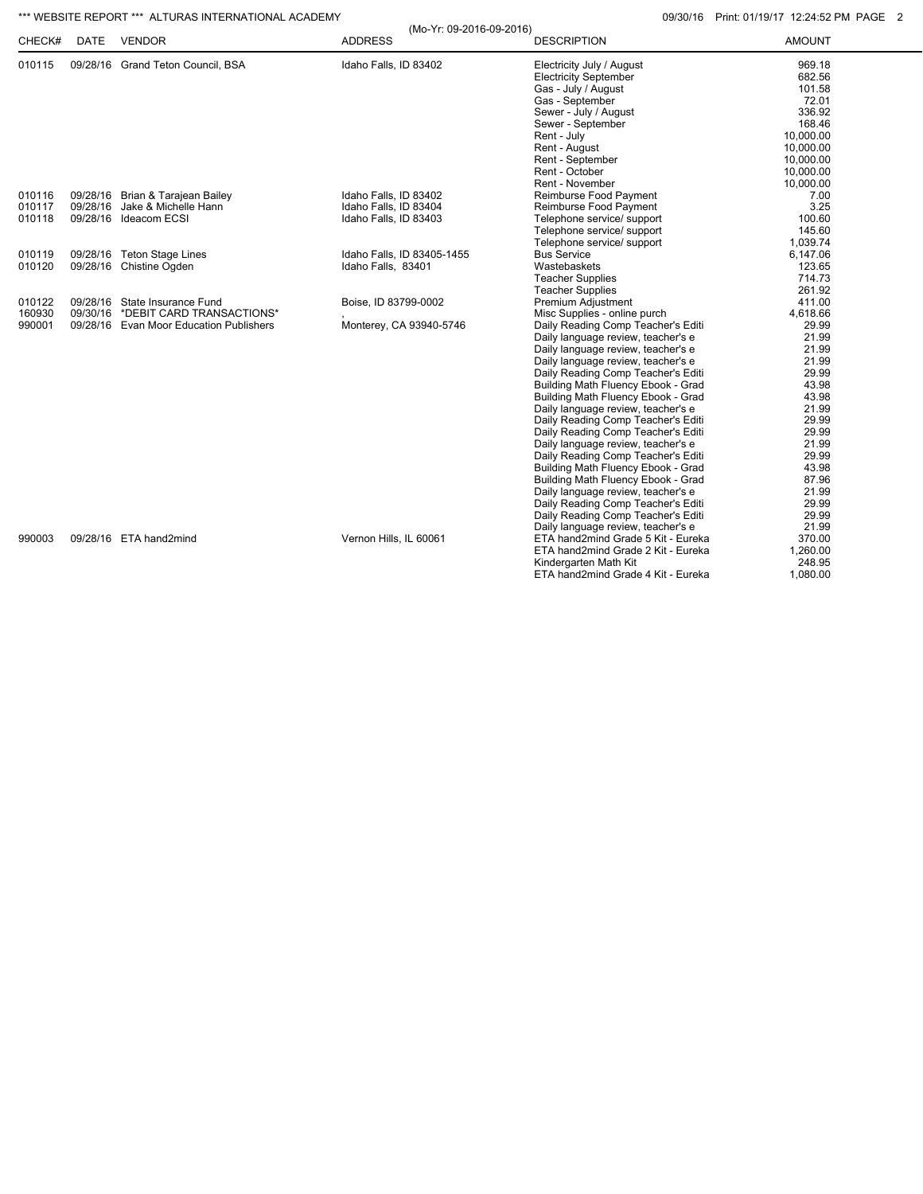\*\*\* WEBSITE REPORT \*\*\* ALTURAS INTERNATIONAL ACADEMY

09/30/16 Print: 01/19/17 12:24:52 PM

(Mo-Yr: 09-2016-09-2016)

| CHECK# | DATE | VENDOR | ADDRESS | DESCRIPTION | AMOUNT |
|---|---|---|---|---|---|
| 010115 | 09/28/16 | Grand Teton Council, BSA | Idaho Falls, ID 83402 | Electricity July / August | 969.18 |
| | | | | Electricity September | 682.56 |
| | | | | Gas - July / August | 101.58 |
| | | | | Gas - September | 72.01 |
| | | | | Sewer - July / August | 336.92 |
| | | | | Sewer - September | 168.46 |
| | | | | Rent - July | 10,000.00 |
| | | | | Rent - August | 10,000.00 |
| | | | | Rent - September | 10,000.00 |
| | | | | Rent - October | 10,000.00 |
| | | | | Rent - November | 10,000.00 |
| 010116 | 09/28/16 | Brian & Tarajean Bailey | Idaho Falls, ID 83402 | Reimburse Food Payment | 7.00 |
| 010117 | 09/28/16 | Jake & Michelle Hann | Idaho Falls, ID 83404 | Reimburse Food Payment | 3.25 |
| 010118 | 09/28/16 | Ideacom ECSI | Idaho Falls, ID 83403 | Telephone service/ support | 100.60 |
| | | | | Telephone service/ support | 145.60 |
| | | | | Telephone service/ support | 1,039.74 |
| 010119 | 09/28/16 | Teton Stage Lines | Idaho Falls, ID 83405-1455 | Bus Service | 6,147.06 |
| 010120 | 09/28/16 | Chistine Ogden | Idaho Falls, 83401 | Wastebaskets | 123.65 |
| | | | | Teacher Supplies | 714.73 |
| | | | | Teacher Supplies | 261.92 |
| 010122 | 09/28/16 | State Insurance Fund | Boise, ID 83799-0002 | Premium Adjustment | 411.00 |
| 160930 | 09/30/16 | \*DEBIT CARD TRANSACTIONS\* | , | Misc Supplies - online purch | 4,618.66 |
| 990001 | 09/28/16 | Evan Moor Education Publishers | Monterey, CA 93940-5746 | Daily Reading Comp Teacher's Editi | 29.99 |
| | | | | Daily language review, teacher's e | 21.99 |
| | | | | Daily language review, teacher's e | 21.99 |
| | | | | Daily language review, teacher's e | 21.99 |
| | | | | Daily Reading Comp Teacher's Editi | 29.99 |
| | | | | Building Math Fluency Ebook - Grad | 43.98 |
| | | | | Building Math Fluency Ebook - Grad | 43.98 |
| | | | | Daily language review, teacher's e | 21.99 |
| | | | | Daily Reading Comp Teacher's Editi | 29.99 |
| | | | | Daily Reading Comp Teacher's Editi | 29.99 |
| | | | | Daily language review, teacher's e | 21.99 |
| | | | | Daily Reading Comp Teacher's Editi | 29.99 |
| | | | | Building Math Fluency Ebook - Grad | 43.98 |
| | | | | Building Math Fluency Ebook - Grad | 87.96 |
| | | | | Daily language review, teacher's e | 21.99 |
| | | | | Daily Reading Comp Teacher's Editi | 29.99 |
| | | | | Daily Reading Comp Teacher's Editi | 29.99 |
| | | | | Daily language review, teacher's e | 21.99 |
| 990003 | 09/28/16 | ETA hand2mind | Vernon Hills, IL 60061 | ETA hand2mind Grade 5 Kit - Eureka | 370.00 |
| | | | | ETA hand2mind Grade 2 Kit - Eureka | 1,260.00 |
| | | | | Kindergarten Math Kit | 248.95 |
| | | | | ETA hand2mind Grade 4 Kit - Eureka | 1,080.00 |